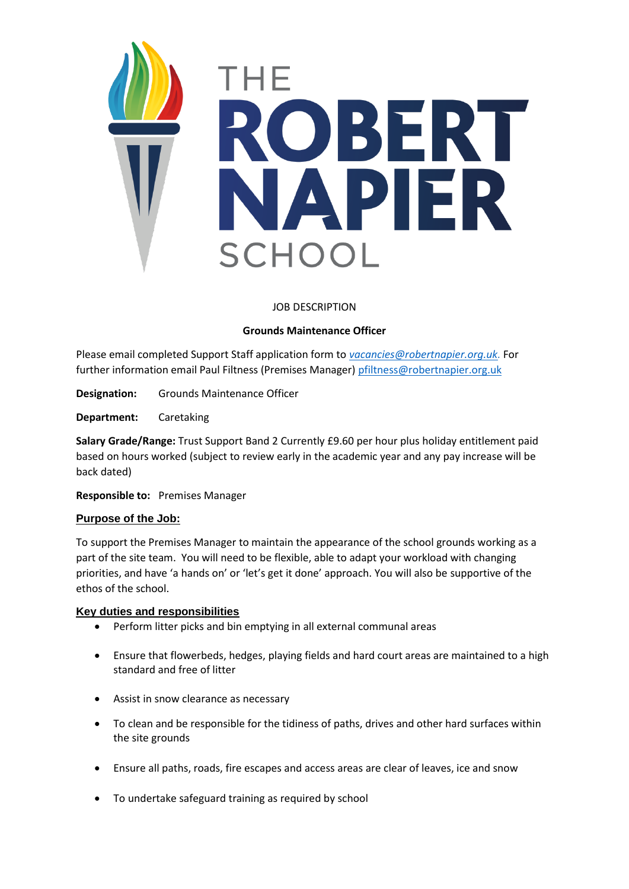THE ROBERT NAPIER SCHOOL

JOB DESCRIPTION

**Grounds Maintenance Officer**

Please email completed Support Staff application form to *vacancies@robertnapier.org.uk.* For further information email Paul Filtness (Premises Manager) pfiltness@robertnapier.org.uk

**Designation:** Grounds Maintenance Officer

**Department:** Caretaking

**Salary Grade/Range:** Trust Support Band 2 Currently £9.60 per hour plus holiday entitlement paid based on hours worked (subject to review early in the academic year and any pay increase will be back dated)

**Responsible to:** Premises Manager

## Purpose of the Job:

To support the Premises Manager to maintain the appearance of the school grounds working as a part of the site team. You will need to be flexible, able to adapt your workload with changing priorities, and have 'a hands on' or 'let's get it done' approach. You will also be supportive of the ethos of the school.

## Key duties and responsibilities

- Perform litter picks and bin emptying in all external communal areas
- Ensure that flowerbeds, hedges, playing fields and hard court areas are maintained to a high standard and free of litter
- Assist in snow clearance as necessary
- To clean and be responsible for the tidiness of paths, drives and other hard surfaces within the site grounds
- Ensure all paths, roads, fire escapes and access areas are clear of leaves, ice and snow
- To undertake safeguard training as required by school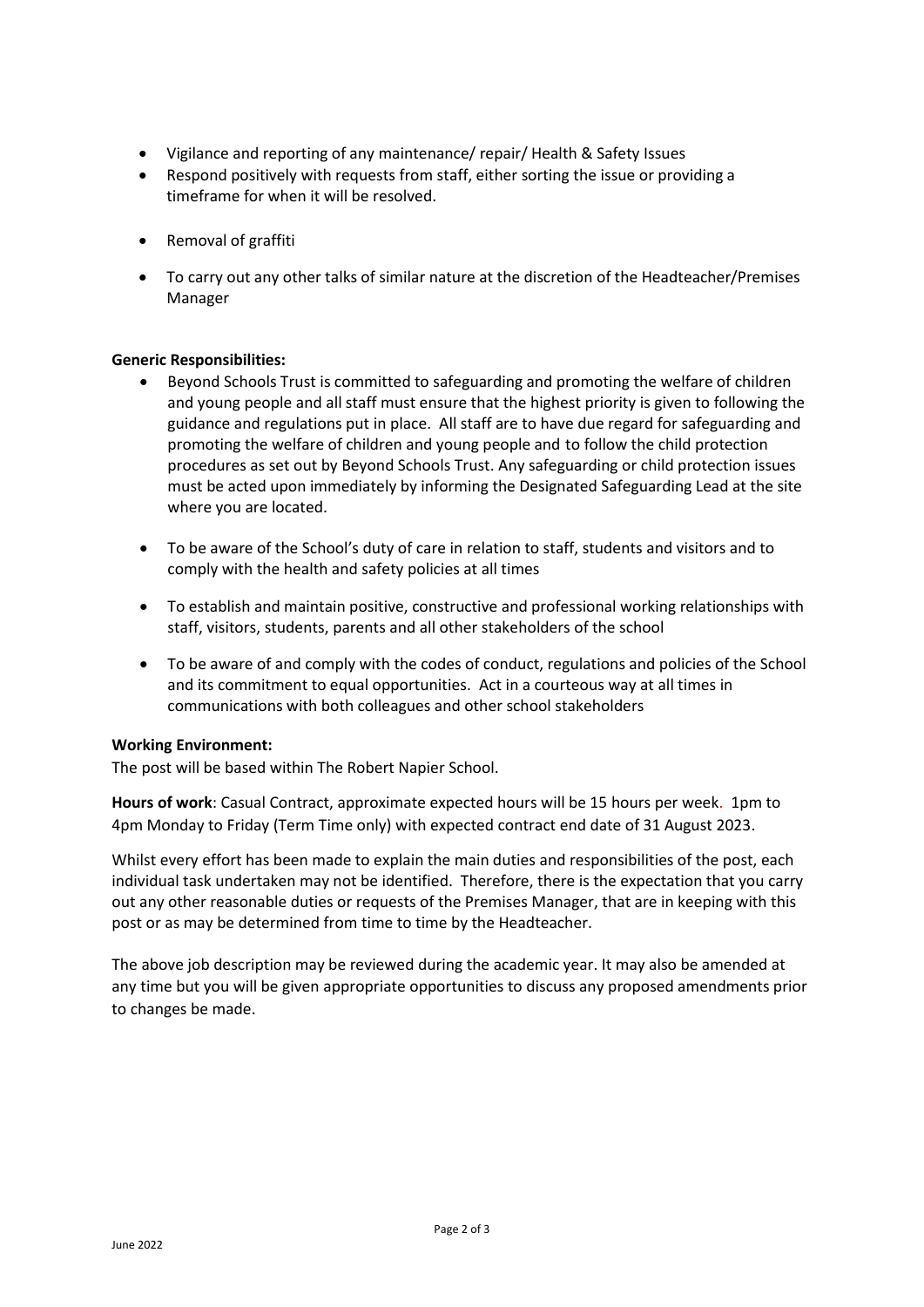- Vigilance and reporting of any maintenance/ repair/ Health & Safety Issues
- Respond positively with requests from staff, either sorting the issue or providing a timeframe for when it will be resolved.
- Removal of graffiti
- To carry out any other talks of similar nature at the discretion of the Headteacher/Premises Manager

**Generic Responsibilities:**

- Beyond Schools Trust is committed to safeguarding and promoting the welfare of children and young people and all staff must ensure that the highest priority is given to following the guidance and regulations put in place. All staff are to have due regard for safeguarding and promoting the welfare of children and young people and to follow the child protection procedures as set out by Beyond Schools Trust. Any safeguarding or child protection issues must be acted upon immediately by informing the Designated Safeguarding Lead at the site where you are located.
- To be aware of the School's duty of care in relation to staff, students and visitors and to comply with the health and safety policies at all times
- To establish and maintain positive, constructive and professional working relationships with staff, visitors, students, parents and all other stakeholders of the school
- To be aware of and comply with the codes of conduct, regulations and policies of the School and its commitment to equal opportunities. Act in a courteous way at all times in communications with both colleagues and other school stakeholders

**Working Environment:**

The post will be based within The Robert Napier School.

**Hours of work**: Casual Contract, approximate expected hours will be 15 hours per week. 1pm to 4pm Monday to Friday (Term Time only) with expected contract end date of 31 August 2023.

Whilst every effort has been made to explain the main duties and responsibilities of the post, each individual task undertaken may not be identified. Therefore, there is the expectation that you carry out any other reasonable duties or requests of the Premises Manager, that are in keeping with this post or as may be determined from time to time by the Headteacher.

The above job description may be reviewed during the academic year. It may also be amended at any time but you will be given appropriate opportunities to discuss any proposed amendments prior to changes be made.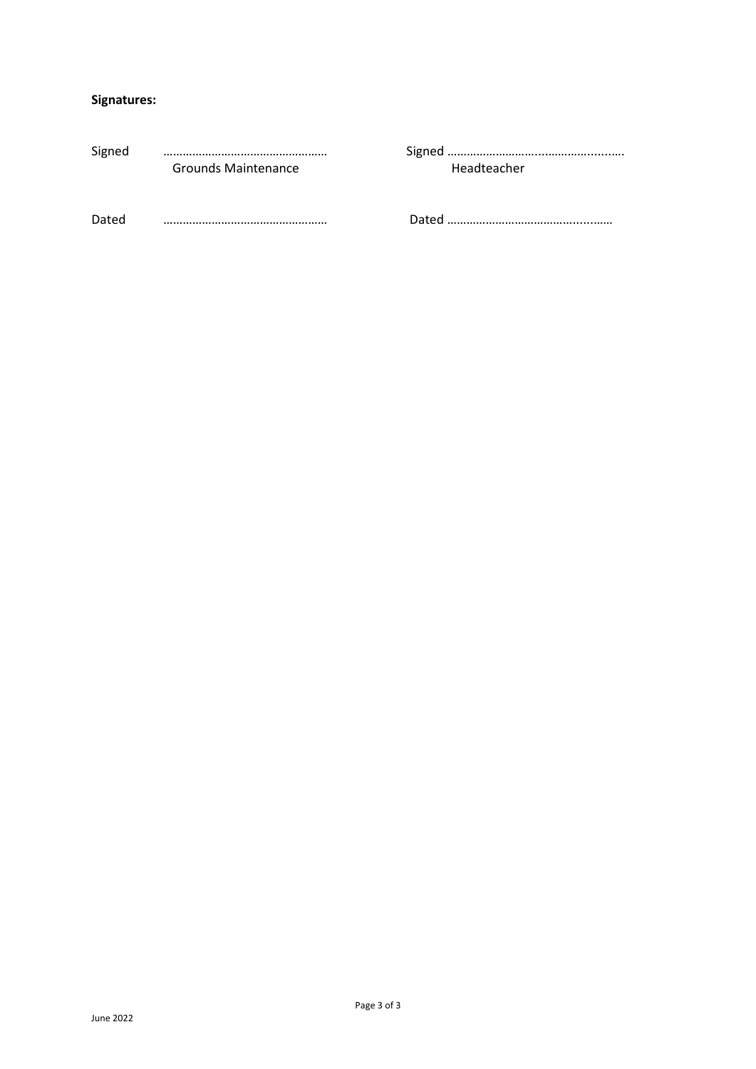**Signatures:**

| | | | |
|---|---|---|---|
| Signed | …………………………………………… Grounds Maintenance | Signed | ……………………….……………........ Headteacher |
| Dated | …………………………………………… | Dated | …………………………………….......… |

June 2022